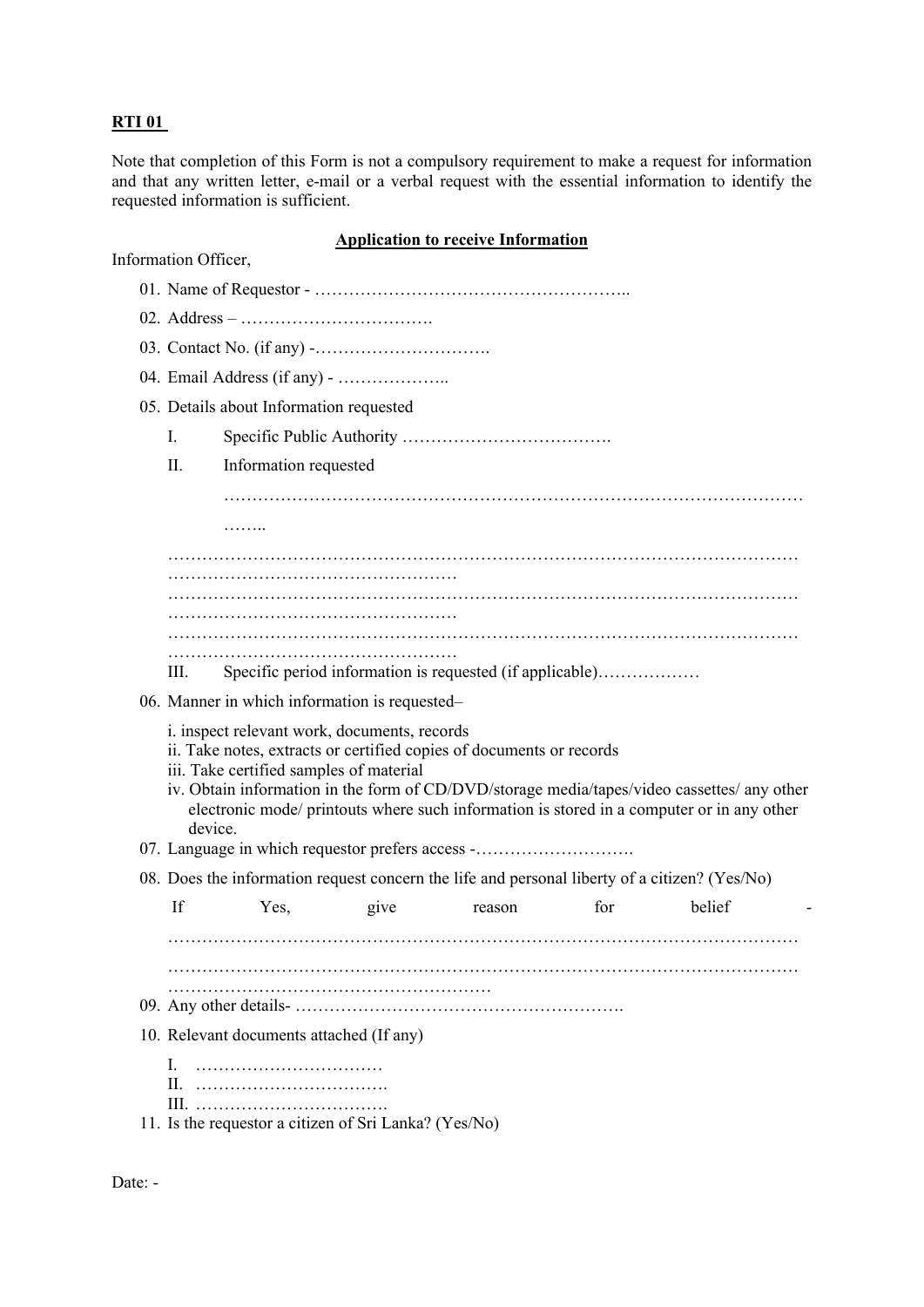**RTI 01**

Note that completion of this Form is not a compulsory requirement to make a request for information and that any written letter, e-mail or a verbal request with the essential information to identify the requested information is sufficient.

## Application to receive Information

Information Officer,

01. Name of Requestor - ……………………………………………..
02. Address – …………………………….
03. Contact No. (if any) -………………………….
04. Email Address (if any) - ………………..
05. Details about Information requested

    I. Specific Public Authority ……………………………….

    II. Information requested

    ………………………………………………………………………………………
    ……..

    ………………………………………………………………………………………………
    ……………………………………………
    ………………………………………………………………………………………………
    ……………………………………………
    ………………………………………………………………………………………………
    ……………………………………………

    III. Specific period information is requested (if applicable)………………

06. Manner in which information is requested–

    i. inspect relevant work, documents, records
    ii. Take notes, extracts or certified copies of documents or records
    iii. Take certified samples of material
    iv. Obtain information in the form of CD/DVD/storage media/tapes/video cassettes/ any other electronic mode/ printouts where such information is stored in a computer or in any other device.

07. Language in which requestor prefers access -……………………….
08. Does the information request concern the life and personal liberty of a citizen? (Yes/No)

    If Yes, give reason for belief -
    ………………………………………………………………………………………………
    ………………………………………………………………………………………………
    …………………………………………………

09. Any other details- ………………………………………………….
10. Relevant documents attached (If any)

    I. ……………………………
    II. …………………………….
    III. …………………………….

11. Is the requestor a citizen of Sri Lanka? (Yes/No)

Date: -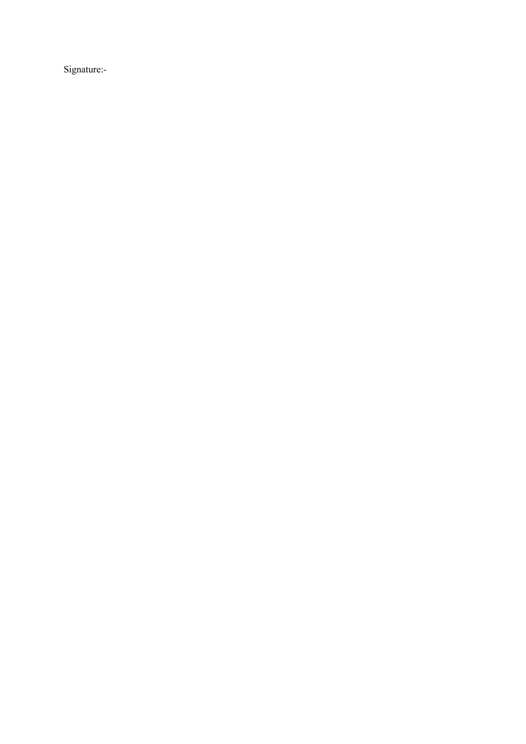Signature:-